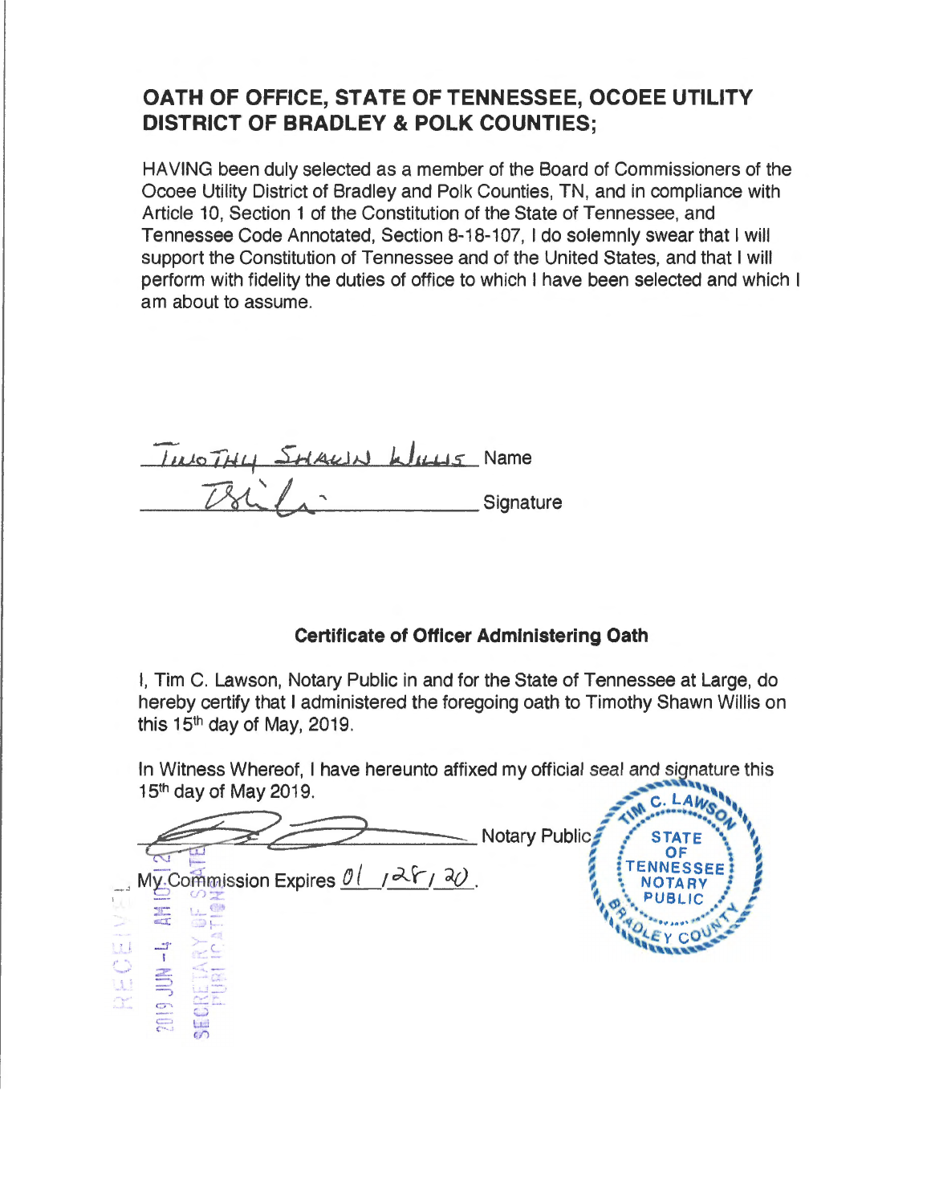# OATH OF OFFICE, STATE OF TENNESSEE, OCOEE UTILITY DISTRICT OF BRADLEY & POLK COUNTIES;

HAVING been duly selected as a member of the Board of Commissioners of the Ocoee Utility District of Bradley and Polk Counties, TN, and in compliance with Article 10, Section 1 of the Constitution of the State of Tennessee, and Tennessee Code Annotated, Section 8-18-107, I do solemnly swear that I will support the Constitution of Tennessee and of the United States, and that I will perform with fidelity the duties of office to which I have been selected and which I am about to assume.

TIMOTHY SHAWN WILLIS Name

\_\_\_\_\_\_\_\_\_\_\_\_\_\_\_\_\_\_\_\_ Signature

**Certificate of Officer Administering Oath**

I, Tim C. Lawson, Notary Public in and for the State of Tennessee at Large, do hereby certify that I administered the foregoing oath to Timothy Shawn Willis on this 15th day of May, 2019.

In Witness Whereof, I have hereunto affixed my official seal and signature this 15th day of May 2019.

\_\_\_\_\_\_\_\_\_\_\_\_\_\_\_\_\_\_\_\_ Notary Public

My Commission Expires 01 / 28 / 20.

TIM C. LAWSON
STATE OF TENNESSEE
NOTARY PUBLIC
BRADLEY COUNTY

RECEIVED
2019 JUN -4 AM 10:12
SECRETARY OF STATE
PUBLICATIONS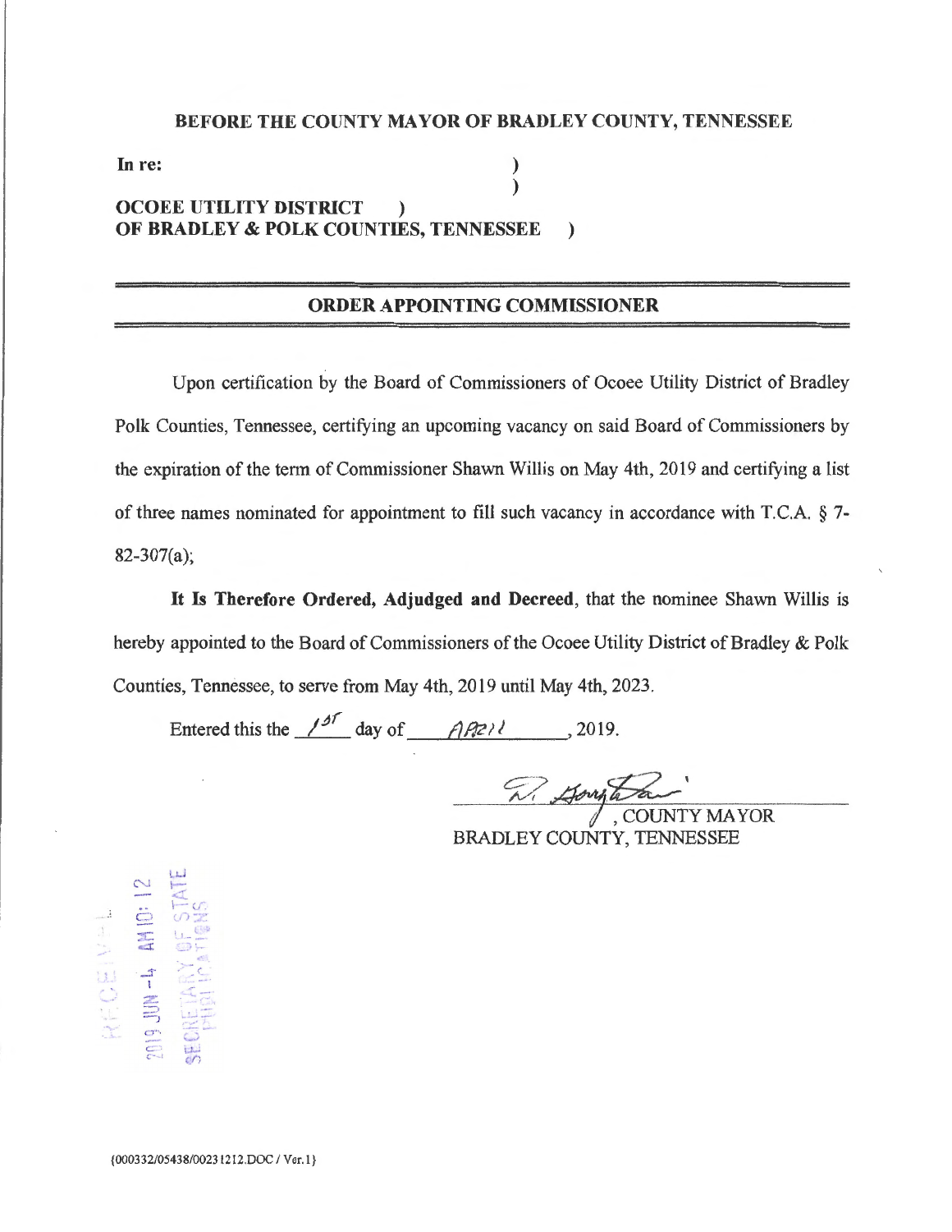**BEFORE THE COUNTY MAYOR OF BRADLEY COUNTY, TENNESSEE**

**In re:** )  
)  
**OCEOEE UTILITY DISTRICT** )  
**OF BRADLEY & POLK COUNTIES, TENNESSEE** )

---

**ORDER APPOINTING COMMISSIONER**

---

Upon certification by the Board of Commissioners of Ocoee Utility District of Bradley Polk Counties, Tennessee, certifying an upcoming vacancy on said Board of Commissioners by the expiration of the term of Commissioner Shawn Willis on May 4th, 2019 and certifying a list of three names nominated for appointment to fill such vacancy in accordance with T.C.A. § 7-82-307(a);

**It Is Therefore Ordered, Adjudged and Decreed**, that the nominee Shawn Willis is hereby appointed to the Board of Commissioners of the Ocoee Utility District of Bradley & Polk Counties, Tennessee, to serve from May 4th, 2019 until May 4th, 2023.

Entered this the 1st day of April, 2019.

[Signature], COUNTY MAYOR  
BRADLEY COUNTY, TENNESSEE

RECEIVED  
2019 JUN -4 AM 10: 12  
SECRETARY OF STATE  
PUBLICATIONS

{000332/05438/00231212.DOC / Ver.1}